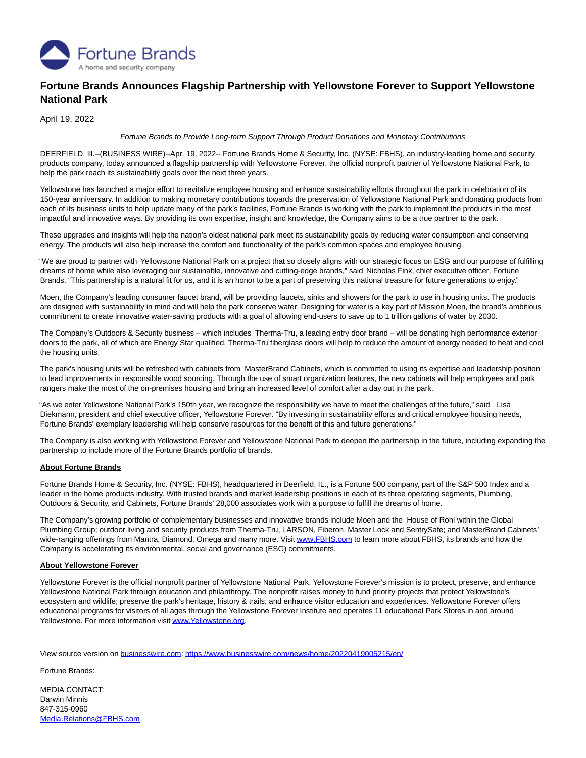Fortune Brands

A home and security company

# Fortune Brands Announces Flagship Partnership with Yellowstone Forever to Support Yellowstone National Park

April 19, 2022

*Fortune Brands to Provide Long-term Support Through Product Donations and Monetary Contributions*

DEERFIELD, Ill.--(BUSINESS WIRE)--Apr. 19, 2022-- Fortune Brands Home & Security, Inc. (NYSE: FBHS), an industry-leading home and security products company, today announced a flagship partnership with Yellowstone Forever, the official nonprofit partner of Yellowstone National Park, to help the park reach its sustainability goals over the next three years.

Yellowstone has launched a major effort to revitalize employee housing and enhance sustainability efforts throughout the park in celebration of its 150-year anniversary. In addition to making monetary contributions towards the preservation of Yellowstone National Park and donating products from each of its business units to help update many of the park's facilities, Fortune Brands is working with the park to implement the products in the most impactful and innovative ways. By providing its own expertise, insight and knowledge, the Company aims to be a true partner to the park.

These upgrades and insights will help the nation's oldest national park meet its sustainability goals by reducing water consumption and conserving energy. The products will also help increase the comfort and functionality of the park's common spaces and employee housing.

"We are proud to partner with Yellowstone National Park on a project that so closely aligns with our strategic focus on ESG and our purpose of fulfilling dreams of home while also leveraging our sustainable, innovative and cutting-edge brands," said Nicholas Fink, chief executive officer, Fortune Brands. "This partnership is a natural fit for us, and it is an honor to be a part of preserving this national treasure for future generations to enjoy."

Moen, the Company's leading consumer faucet brand, will be providing faucets, sinks and showers for the park to use in housing units. The products are designed with sustainability in mind and will help the park conserve water. Designing for water is a key part of Mission Moen, the brand's ambitious commitment to create innovative water-saving products with a goal of allowing end-users to save up to 1 trillion gallons of water by 2030.

The Company's Outdoors & Security business – which includes Therma-Tru, a leading entry door brand – will be donating high performance exterior doors to the park, all of which are Energy Star qualified. Therma-Tru fiberglass doors will help to reduce the amount of energy needed to heat and cool the housing units.

The park's housing units will be refreshed with cabinets from MasterBrand Cabinets, which is committed to using its expertise and leadership position to lead improvements in responsible wood sourcing. Through the use of smart organization features, the new cabinets will help employees and park rangers make the most of the on-premises housing and bring an increased level of comfort after a day out in the park.

"As we enter Yellowstone National Park's 150th year, we recognize the responsibility we have to meet the challenges of the future," said Lisa Diekmann, president and chief executive officer, Yellowstone Forever. "By investing in sustainability efforts and critical employee housing needs, Fortune Brands' exemplary leadership will help conserve resources for the benefit of this and future generations."

The Company is also working with Yellowstone Forever and Yellowstone National Park to deepen the partnership in the future, including expanding the partnership to include more of the Fortune Brands portfolio of brands.

**About Fortune Brands**

Fortune Brands Home & Security, Inc. (NYSE: FBHS), headquartered in Deerfield, IL., is a Fortune 500 company, part of the S&P 500 Index and a leader in the home products industry. With trusted brands and market leadership positions in each of its three operating segments, Plumbing, Outdoors & Security, and Cabinets, Fortune Brands' 28,000 associates work with a purpose to fulfill the dreams of home.

The Company's growing portfolio of complementary businesses and innovative brands include Moen and the House of Rohl within the Global Plumbing Group; outdoor living and security products from Therma-Tru, LARSON, Fiberon, Master Lock and SentrySafe; and MasterBrand Cabinets' wide-ranging offerings from Mantra, Diamond, Omega and many more. Visit www.FBHS.com to learn more about FBHS, its brands and how the Company is accelerating its environmental, social and governance (ESG) commitments.

**About Yellowstone Forever**

Yellowstone Forever is the official nonprofit partner of Yellowstone National Park. Yellowstone Forever's mission is to protect, preserve, and enhance Yellowstone National Park through education and philanthropy. The nonprofit raises money to fund priority projects that protect Yellowstone's ecosystem and wildlife; preserve the park's heritage, history & trails; and enhance visitor education and experiences. Yellowstone Forever offers educational programs for visitors of all ages through the Yellowstone Forever Institute and operates 11 educational Park Stores in and around Yellowstone. For more information visit www.Yellowstone.org.

View source version on businesswire.com: https://www.businesswire.com/news/home/20220419005215/en/

Fortune Brands:

MEDIA CONTACT:
Darwin Minnis
847-315-0960
Media.Relations@FBHS.com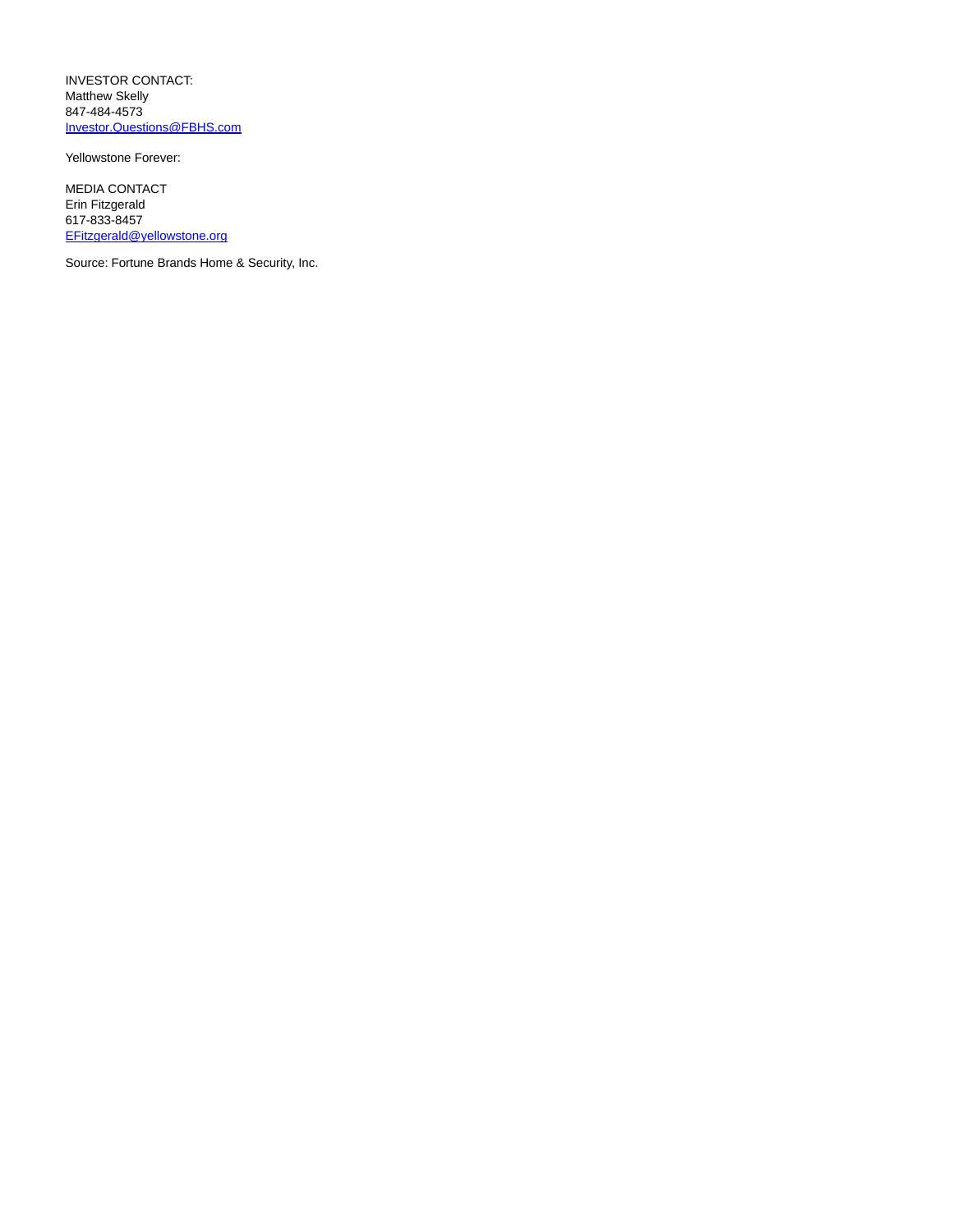INVESTOR CONTACT:
Matthew Skelly
847-484-4573
Investor.Questions@FBHS.com

Yellowstone Forever:

MEDIA CONTACT
Erin Fitzgerald
617-833-8457
EFitzgerald@yellowstone.org

Source: Fortune Brands Home & Security, Inc.